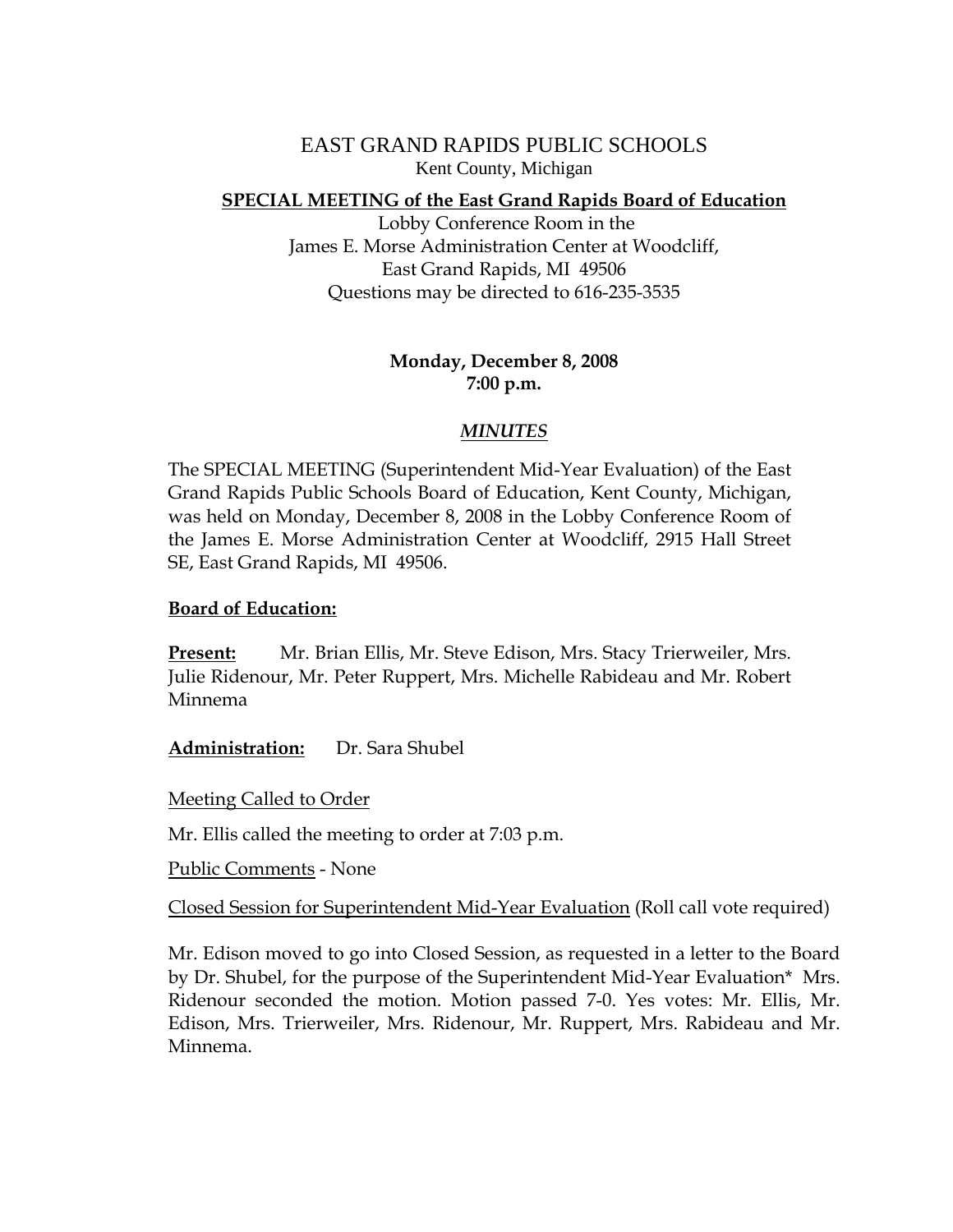# EAST GRAND RAPIDS PUBLIC SCHOOLS

Kent County, Michigan

**SPECIAL MEETING of the East Grand Rapids Board of Education**

Lobby Conference Room in the
James E. Morse Administration Center at Woodcliff,
East Grand Rapids, MI 49506
Questions may be directed to 616-235-3535

**Monday, December 8, 2008**
**7:00 p.m.**

***MINUTES***

The SPECIAL MEETING (Superintendent Mid-Year Evaluation) of the East Grand Rapids Public Schools Board of Education, Kent County, Michigan, was held on Monday, December 8, 2008 in the Lobby Conference Room of the James E. Morse Administration Center at Woodcliff, 2915 Hall Street SE, East Grand Rapids, MI 49506.

**Board of Education:**

**Present:** Mr. Brian Ellis, Mr. Steve Edison, Mrs. Stacy Trierweiler, Mrs. Julie Ridenour, Mr. Peter Ruppert, Mrs. Michelle Rabideau and Mr. Robert Minnema

**Administration:** Dr. Sara Shubel

Meeting Called to Order

Mr. Ellis called the meeting to order at 7:03 p.m.

Public Comments - None

Closed Session for Superintendent Mid-Year Evaluation (Roll call vote required)

Mr. Edison moved to go into Closed Session, as requested in a letter to the Board by Dr. Shubel, for the purpose of the Superintendent Mid-Year Evaluation* Mrs. Ridenour seconded the motion. Motion passed 7-0. Yes votes: Mr. Ellis, Mr. Edison, Mrs. Trierweiler, Mrs. Ridenour, Mr. Ruppert, Mrs. Rabideau and Mr. Minnema.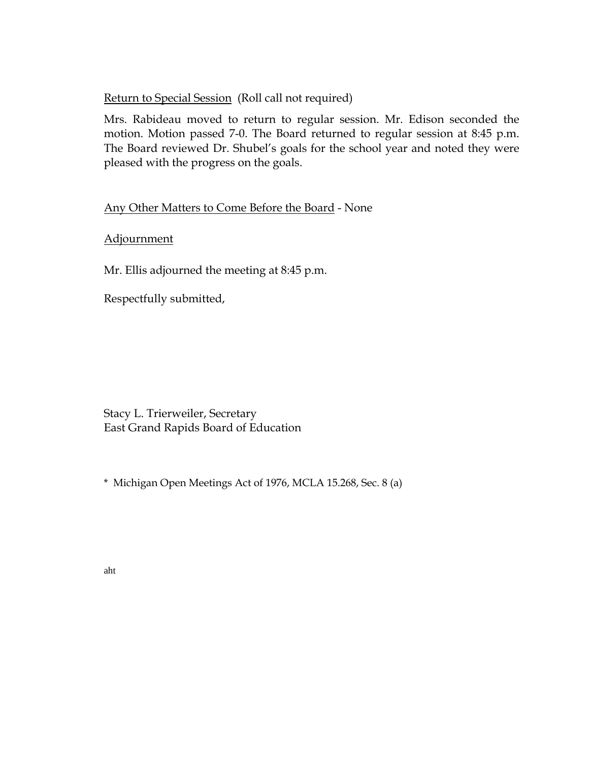Return to Special Session  (Roll call not required)

Mrs. Rabideau moved to return to regular session. Mr. Edison seconded the motion. Motion passed 7-0. The Board returned to regular session at 8:45 p.m. The Board reviewed Dr. Shubel's goals for the school year and noted they were pleased with the progress on the goals.

Any Other Matters to Come Before the Board - None

Adjournment

Mr. Ellis adjourned the meeting at 8:45 p.m.

Respectfully submitted,

Stacy L. Trierweiler, Secretary
East Grand Rapids Board of Education

* Michigan Open Meetings Act of 1976, MCLA 15.268, Sec. 8 (a)

aht